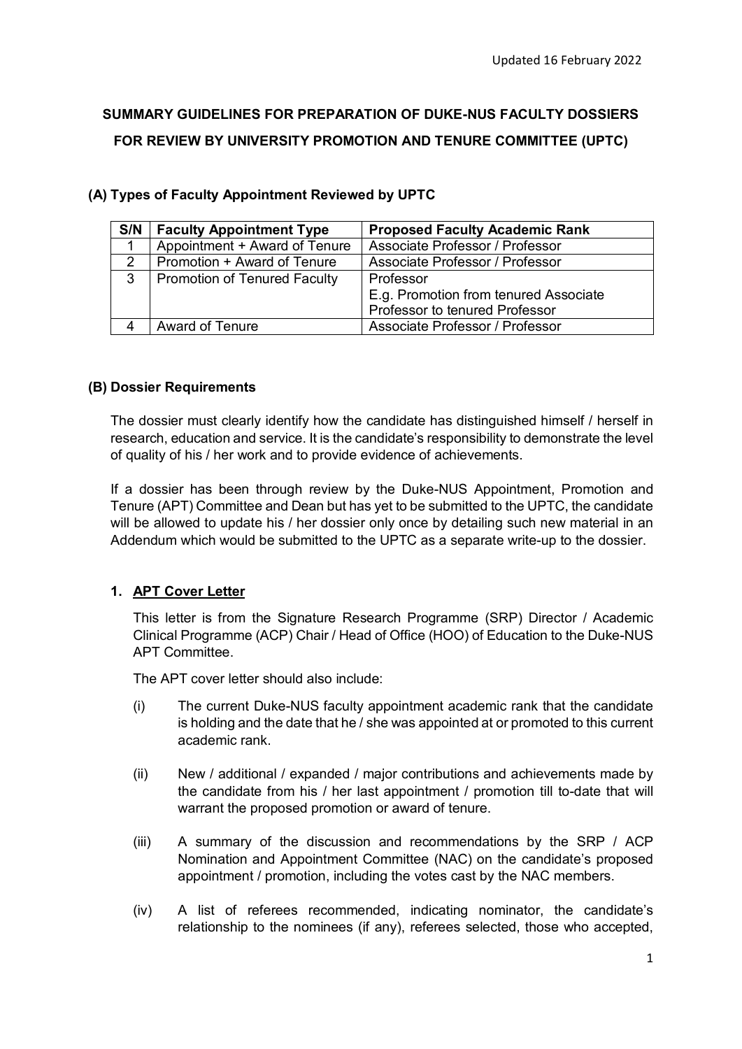Updated 16 February 2022

# SUMMARY GUIDELINES FOR PREPARATION OF DUKE-NUS FACULTY DOSSIERS FOR REVIEW BY UNIVERSITY PROMOTION AND TENURE COMMITTEE (UPTC)

## (A) Types of Faculty Appointment Reviewed by UPTC

| S/N | Faculty Appointment Type | Proposed Faculty Academic Rank |
|---|---|---|
| 1 | Appointment + Award of Tenure | Associate Professor / Professor |
| 2 | Promotion + Award of Tenure | Associate Professor / Professor |
| 3 | Promotion of Tenured Faculty | Professor<br>E.g. Promotion from tenured Associate Professor to tenured Professor |
| 4 | Award of Tenure | Associate Professor / Professor |

## (B) Dossier Requirements

The dossier must clearly identify how the candidate has distinguished himself / herself in research, education and service. It is the candidate's responsibility to demonstrate the level of quality of his / her work and to provide evidence of achievements.

If a dossier has been through review by the Duke-NUS Appointment, Promotion and Tenure (APT) Committee and Dean but has yet to be submitted to the UPTC, the candidate will be allowed to update his / her dossier only once by detailing such new material in an Addendum which would be submitted to the UPTC as a separate write-up to the dossier.

### 1. APT Cover Letter

This letter is from the Signature Research Programme (SRP) Director / Academic Clinical Programme (ACP) Chair / Head of Office (HOO) of Education to the Duke-NUS APT Committee.

The APT cover letter should also include:

(i) The current Duke-NUS faculty appointment academic rank that the candidate is holding and the date that he / she was appointed at or promoted to this current academic rank.

(ii) New / additional / expanded / major contributions and achievements made by the candidate from his / her last appointment / promotion till to-date that will warrant the proposed promotion or award of tenure.

(iii) A summary of the discussion and recommendations by the SRP / ACP Nomination and Appointment Committee (NAC) on the candidate's proposed appointment / promotion, including the votes cast by the NAC members.

(iv) A list of referees recommended, indicating nominator, the candidate's relationship to the nominees (if any), referees selected, those who accepted,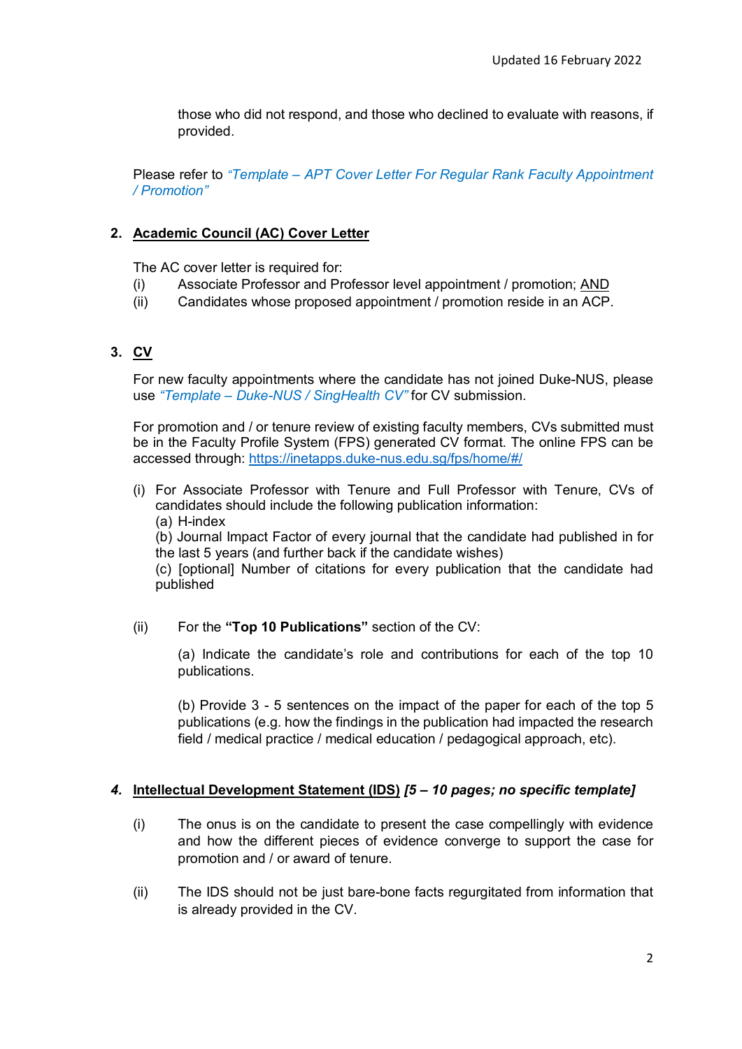those who did not respond, and those who declined to evaluate with reasons, if provided.

Please refer to *"Template – APT Cover Letter For Regular Rank Faculty Appointment / Promotion"*

## 2. Academic Council (AC) Cover Letter

The AC cover letter is required for:

(i) Associate Professor and Professor level appointment / promotion; AND

(ii) Candidates whose proposed appointment / promotion reside in an ACP.

## 3. CV

For new faculty appointments where the candidate has not joined Duke-NUS, please use *"Template – Duke-NUS / SingHealth CV"* for CV submission.

For promotion and / or tenure review of existing faculty members, CVs submitted must be in the Faculty Profile System (FPS) generated CV format. The online FPS can be accessed through: https://inetapps.duke-nus.edu.sg/fps/home/#/

(i) For Associate Professor with Tenure and Full Professor with Tenure, CVs of candidates should include the following publication information:
(a) H-index
(b) Journal Impact Factor of every journal that the candidate had published in for the last 5 years (and further back if the candidate wishes)
(c) [optional] Number of citations for every publication that the candidate had published

(ii) For the **"Top 10 Publications"** section of the CV:

(a) Indicate the candidate's role and contributions for each of the top 10 publications.

(b) Provide 3 - 5 sentences on the impact of the paper for each of the top 5 publications (e.g. how the findings in the publication had impacted the research field / medical practice / medical education / pedagogical approach, etc).

## *4.* Intellectual Development Statement (IDS) *[5 – 10 pages; no specific template]*

(i) The onus is on the candidate to present the case compellingly with evidence and how the different pieces of evidence converge to support the case for promotion and / or award of tenure.

(ii) The IDS should not be just bare-bone facts regurgitated from information that is already provided in the CV.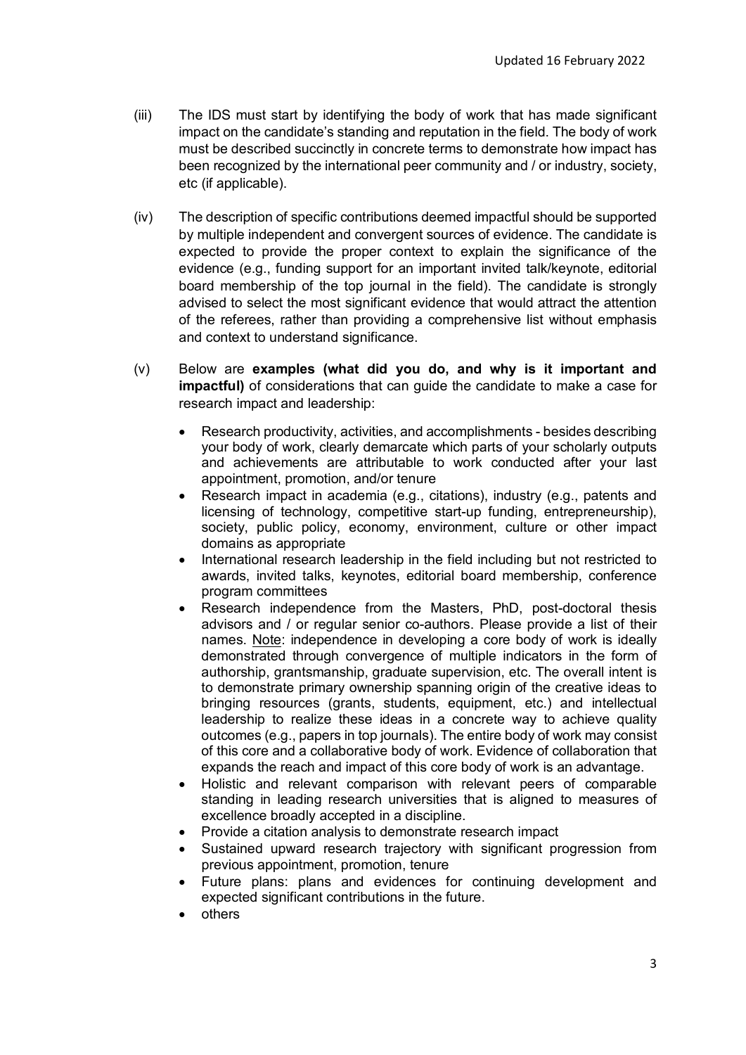(iii) The IDS must start by identifying the body of work that has made significant impact on the candidate's standing and reputation in the field. The body of work must be described succinctly in concrete terms to demonstrate how impact has been recognized by the international peer community and / or industry, society, etc (if applicable).

(iv) The description of specific contributions deemed impactful should be supported by multiple independent and convergent sources of evidence. The candidate is expected to provide the proper context to explain the significance of the evidence (e.g., funding support for an important invited talk/keynote, editorial board membership of the top journal in the field). The candidate is strongly advised to select the most significant evidence that would attract the attention of the referees, rather than providing a comprehensive list without emphasis and context to understand significance.

(v) Below are **examples (what did you do, and why is it important and impactful)** of considerations that can guide the candidate to make a case for research impact and leadership:

- Research productivity, activities, and accomplishments - besides describing your body of work, clearly demarcate which parts of your scholarly outputs and achievements are attributable to work conducted after your last appointment, promotion, and/or tenure
- Research impact in academia (e.g., citations), industry (e.g., patents and licensing of technology, competitive start-up funding, entrepreneurship), society, public policy, economy, environment, culture or other impact domains as appropriate
- International research leadership in the field including but not restricted to awards, invited talks, keynotes, editorial board membership, conference program committees
- Research independence from the Masters, PhD, post-doctoral thesis advisors and / or regular senior co-authors. Please provide a list of their names. <u>Note</u>: independence in developing a core body of work is ideally demonstrated through convergence of multiple indicators in the form of authorship, grantsmanship, graduate supervision, etc. The overall intent is to demonstrate primary ownership spanning origin of the creative ideas to bringing resources (grants, students, equipment, etc.) and intellectual leadership to realize these ideas in a concrete way to achieve quality outcomes (e.g., papers in top journals). The entire body of work may consist of this core and a collaborative body of work. Evidence of collaboration that expands the reach and impact of this core body of work is an advantage.
- Holistic and relevant comparison with relevant peers of comparable standing in leading research universities that is aligned to measures of excellence broadly accepted in a discipline.
- Provide a citation analysis to demonstrate research impact
- Sustained upward research trajectory with significant progression from previous appointment, promotion, tenure
- Future plans: plans and evidences for continuing development and expected significant contributions in the future.
- others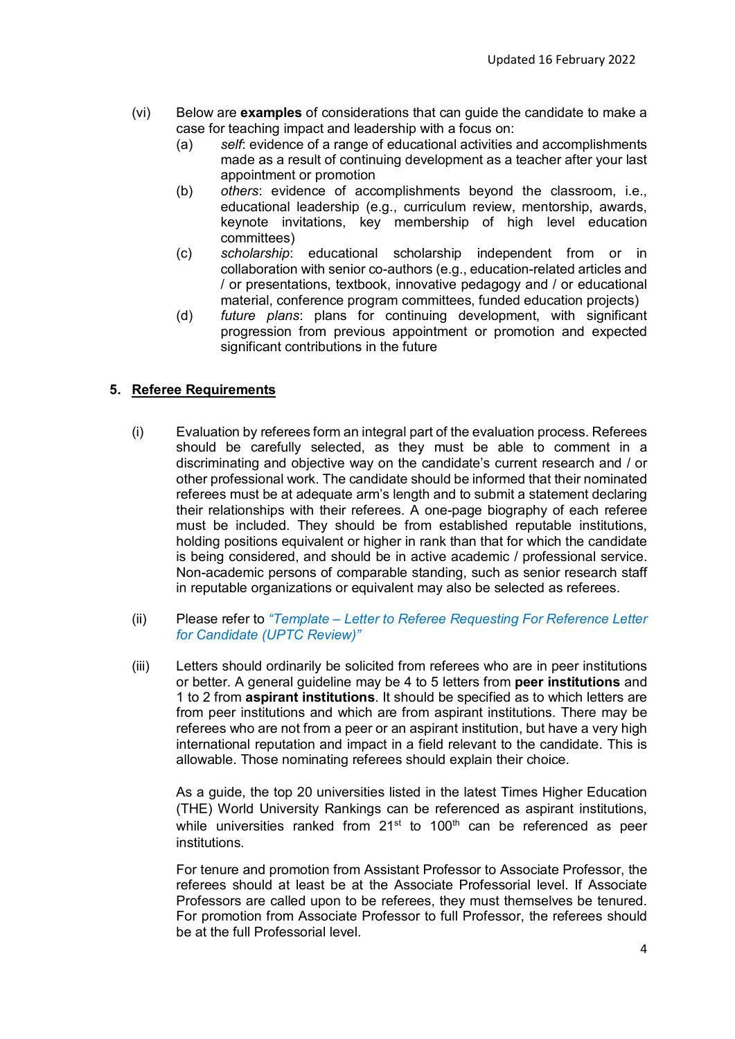(vi) Below are **examples** of considerations that can guide the candidate to make a case for teaching impact and leadership with a focus on:

(a) *self*: evidence of a range of educational activities and accomplishments made as a result of continuing development as a teacher after your last appointment or promotion

(b) *others*: evidence of accomplishments beyond the classroom, i.e., educational leadership (e.g., curriculum review, mentorship, awards, keynote invitations, key membership of high level education committees)

(c) *scholarship*: educational scholarship independent from or in collaboration with senior co-authors (e.g., education-related articles and / or presentations, textbook, innovative pedagogy and / or educational material, conference program committees, funded education projects)

(d) *future plans*: plans for continuing development, with significant progression from previous appointment or promotion and expected significant contributions in the future

## 5. <u>Referee Requirements</u>

(i) Evaluation by referees form an integral part of the evaluation process. Referees should be carefully selected, as they must be able to comment in a discriminating and objective way on the candidate's current research and / or other professional work. The candidate should be informed that their nominated referees must be at adequate arm's length and to submit a statement declaring their relationships with their referees. A one-page biography of each referee must be included. They should be from established reputable institutions, holding positions equivalent or higher in rank than that for which the candidate is being considered, and should be in active academic / professional service. Non-academic persons of comparable standing, such as senior research staff in reputable organizations or equivalent may also be selected as referees.

(ii) Please refer to *"Template – Letter to Referee Requesting For Reference Letter for Candidate (UPTC Review)"*

(iii) Letters should ordinarily be solicited from referees who are in peer institutions or better. A general guideline may be 4 to 5 letters from **peer institutions** and 1 to 2 from **aspirant institutions**. It should be specified as to which letters are from peer institutions and which are from aspirant institutions. There may be referees who are not from a peer or an aspirant institution, but have a very high international reputation and impact in a field relevant to the candidate. This is allowable. Those nominating referees should explain their choice.

As a guide, the top 20 universities listed in the latest Times Higher Education (THE) World University Rankings can be referenced as aspirant institutions, while universities ranked from 21st to 100th can be referenced as peer institutions.

For tenure and promotion from Assistant Professor to Associate Professor, the referees should at least be at the Associate Professorial level. If Associate Professors are called upon to be referees, they must themselves be tenured. For promotion from Associate Professor to full Professor, the referees should be at the full Professorial level.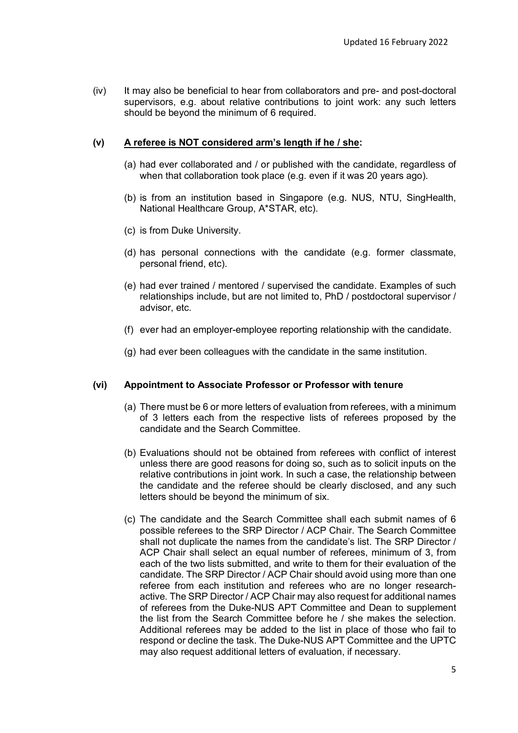(iv) It may also be beneficial to hear from collaborators and pre- and post-doctoral supervisors, e.g. about relative contributions to joint work: any such letters should be beyond the minimum of 6 required.

**(v) <u>A referee is NOT considered arm's length if he / she:</u>**

(a) had ever collaborated and / or published with the candidate, regardless of when that collaboration took place (e.g. even if it was 20 years ago).

(b) is from an institution based in Singapore (e.g. NUS, NTU, SingHealth, National Healthcare Group, A*STAR, etc).

(c) is from Duke University.

(d) has personal connections with the candidate (e.g. former classmate, personal friend, etc).

(e) had ever trained / mentored / supervised the candidate. Examples of such relationships include, but are not limited to, PhD / postdoctoral supervisor / advisor, etc.

(f) ever had an employer-employee reporting relationship with the candidate.

(g) had ever been colleagues with the candidate in the same institution.

**(vi) Appointment to Associate Professor or Professor with tenure**

(a) There must be 6 or more letters of evaluation from referees, with a minimum of 3 letters each from the respective lists of referees proposed by the candidate and the Search Committee.

(b) Evaluations should not be obtained from referees with conflict of interest unless there are good reasons for doing so, such as to solicit inputs on the relative contributions in joint work. In such a case, the relationship between the candidate and the referee should be clearly disclosed, and any such letters should be beyond the minimum of six.

(c) The candidate and the Search Committee shall each submit names of 6 possible referees to the SRP Director / ACP Chair. The Search Committee shall not duplicate the names from the candidate's list. The SRP Director / ACP Chair shall select an equal number of referees, minimum of 3, from each of the two lists submitted, and write to them for their evaluation of the candidate. The SRP Director / ACP Chair should avoid using more than one referee from each institution and referees who are no longer research-active. The SRP Director / ACP Chair may also request for additional names of referees from the Duke-NUS APT Committee and Dean to supplement the list from the Search Committee before he / she makes the selection. Additional referees may be added to the list in place of those who fail to respond or decline the task. The Duke-NUS APT Committee and the UPTC may also request additional letters of evaluation, if necessary.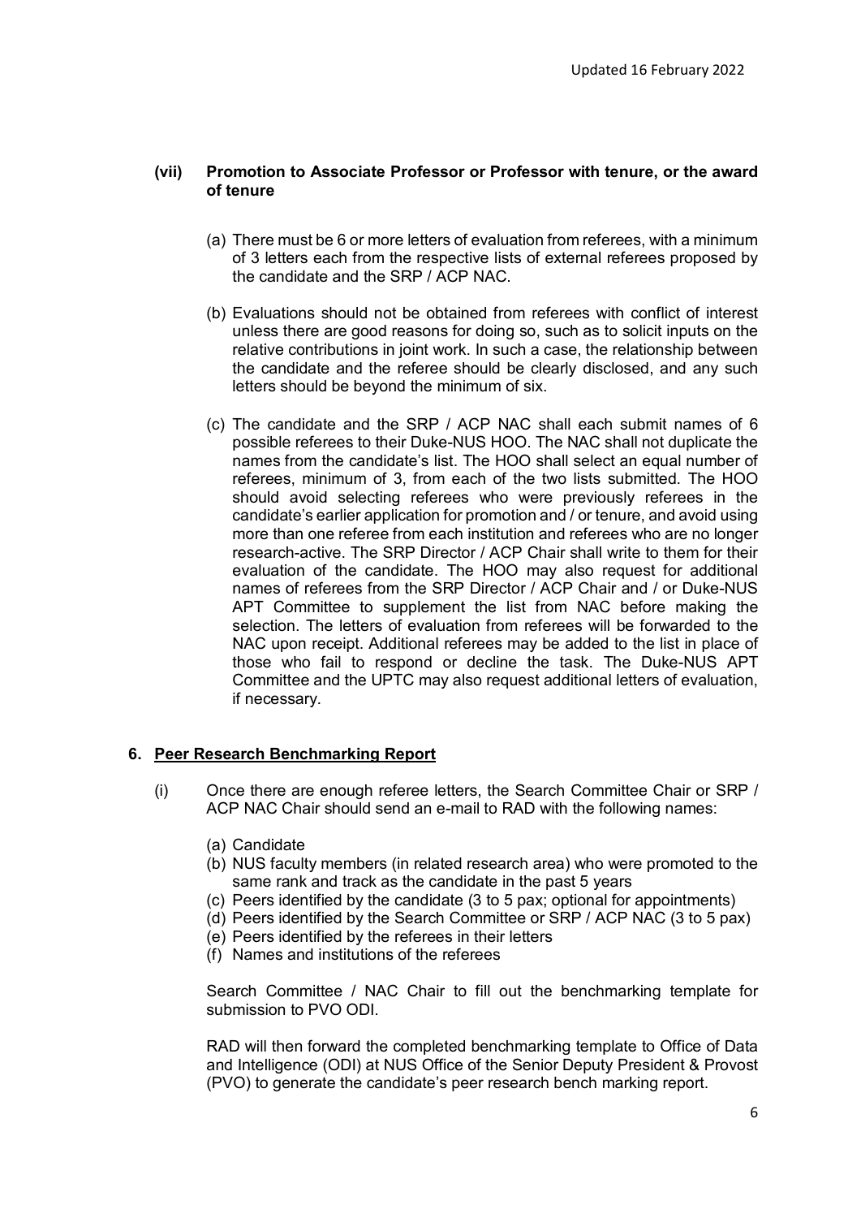**(vii) Promotion to Associate Professor or Professor with tenure, or the award of tenure**

(a) There must be 6 or more letters of evaluation from referees, with a minimum of 3 letters each from the respective lists of external referees proposed by the candidate and the SRP / ACP NAC.

(b) Evaluations should not be obtained from referees with conflict of interest unless there are good reasons for doing so, such as to solicit inputs on the relative contributions in joint work. In such a case, the relationship between the candidate and the referee should be clearly disclosed, and any such letters should be beyond the minimum of six.

(c) The candidate and the SRP / ACP NAC shall each submit names of 6 possible referees to their Duke-NUS HOO. The NAC shall not duplicate the names from the candidate's list. The HOO shall select an equal number of referees, minimum of 3, from each of the two lists submitted. The HOO should avoid selecting referees who were previously referees in the candidate's earlier application for promotion and / or tenure, and avoid using more than one referee from each institution and referees who are no longer research-active. The SRP Director / ACP Chair shall write to them for their evaluation of the candidate. The HOO may also request for additional names of referees from the SRP Director / ACP Chair and / or Duke-NUS APT Committee to supplement the list from NAC before making the selection. The letters of evaluation from referees will be forwarded to the NAC upon receipt. Additional referees may be added to the list in place of those who fail to respond or decline the task. The Duke-NUS APT Committee and the UPTC may also request additional letters of evaluation, if necessary.

## 6. Peer Research Benchmarking Report

(i) Once there are enough referee letters, the Search Committee Chair or SRP / ACP NAC Chair should send an e-mail to RAD with the following names:

(a) Candidate
(b) NUS faculty members (in related research area) who were promoted to the same rank and track as the candidate in the past 5 years
(c) Peers identified by the candidate (3 to 5 pax; optional for appointments)
(d) Peers identified by the Search Committee or SRP / ACP NAC (3 to 5 pax)
(e) Peers identified by the referees in their letters
(f) Names and institutions of the referees

Search Committee / NAC Chair to fill out the benchmarking template for submission to PVO ODI.

RAD will then forward the completed benchmarking template to Office of Data and Intelligence (ODI) at NUS Office of the Senior Deputy President & Provost (PVO) to generate the candidate's peer research bench marking report.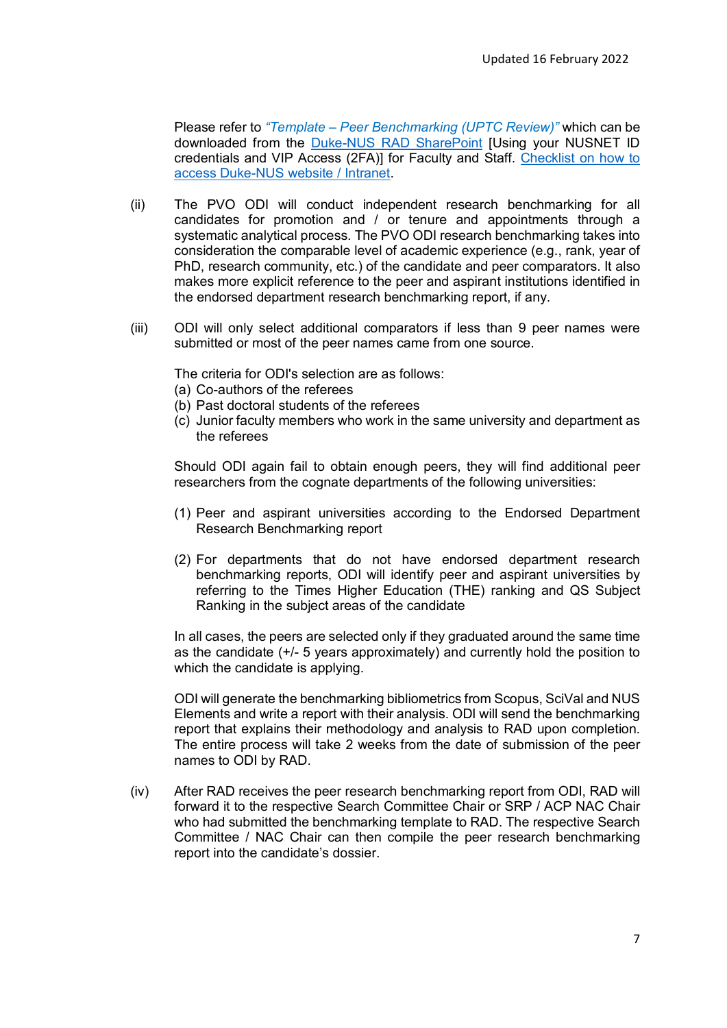Please refer to *"Template – Peer Benchmarking (UPTC Review)"* which can be downloaded from the [Duke-NUS RAD SharePoint] [Using your NUSNET ID credentials and VIP Access (2FA)] for Faculty and Staff. [Checklist on how to access Duke-NUS website / Intranet].

(ii) The PVO ODI will conduct independent research benchmarking for all candidates for promotion and / or tenure and appointments through a systematic analytical process. The PVO ODI research benchmarking takes into consideration the comparable level of academic experience (e.g., rank, year of PhD, research community, etc.) of the candidate and peer comparators. It also makes more explicit reference to the peer and aspirant institutions identified in the endorsed department research benchmarking report, if any.

(iii) ODI will only select additional comparators if less than 9 peer names were submitted or most of the peer names came from one source.

The criteria for ODI's selection are as follows:
(a) Co-authors of the referees
(b) Past doctoral students of the referees
(c) Junior faculty members who work in the same university and department as the referees

Should ODI again fail to obtain enough peers, they will find additional peer researchers from the cognate departments of the following universities:

(1) Peer and aspirant universities according to the Endorsed Department Research Benchmarking report

(2) For departments that do not have endorsed department research benchmarking reports, ODI will identify peer and aspirant universities by referring to the Times Higher Education (THE) ranking and QS Subject Ranking in the subject areas of the candidate

In all cases, the peers are selected only if they graduated around the same time as the candidate (+/- 5 years approximately) and currently hold the position to which the candidate is applying.

ODI will generate the benchmarking bibliometrics from Scopus, SciVal and NUS Elements and write a report with their analysis. ODI will send the benchmarking report that explains their methodology and analysis to RAD upon completion. The entire process will take 2 weeks from the date of submission of the peer names to ODI by RAD.

(iv) After RAD receives the peer research benchmarking report from ODI, RAD will forward it to the respective Search Committee Chair or SRP / ACP NAC Chair who had submitted the benchmarking template to RAD. The respective Search Committee / NAC Chair can then compile the peer research benchmarking report into the candidate's dossier.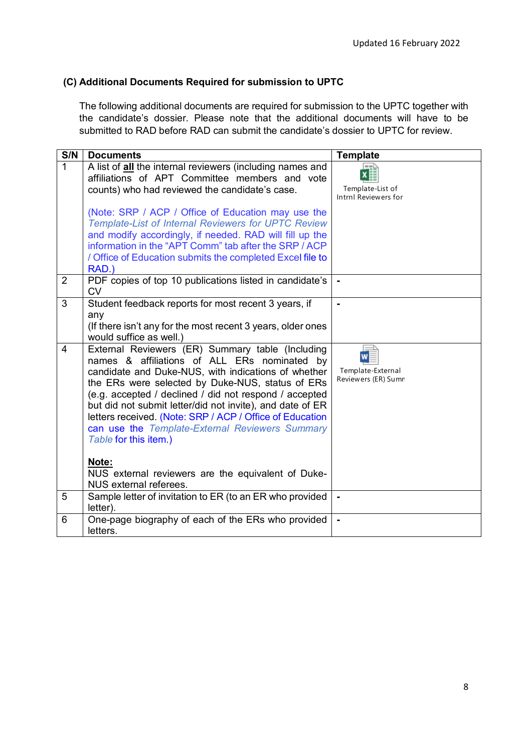Updated 16 February 2022

### (C) Additional Documents Required for submission to UPTC

The following additional documents are required for submission to the UPTC together with the candidate's dossier. Please note that the additional documents will have to be submitted to RAD before RAD can submit the candidate's dossier to UPTC for review.

| S/N | Documents | Template |
|---|---|---|
| 1 | A list of **all** the internal reviewers (including names and affiliations of APT Committee members and vote counts) who had reviewed the candidate's case.<br><br>(Note: SRP / ACP / Office of Education may use the *Template-List of Internal Reviewers for UPTC Review* and modify accordingly, if needed. RAD will fill up the information in the "APT Comm" tab after the SRP / ACP / Office of Education submits the completed Excel file to RAD.) | Template-List of Intrnl Reviewers for |
| 2 | PDF copies of top 10 publications listed in candidate's CV | - |
| 3 | Student feedback reports for most recent 3 years, if any<br>(If there isn't any for the most recent 3 years, older ones would suffice as well.) | - |
| 4 | External Reviewers (ER) Summary table (Including names & affiliations of ALL ERs nominated by candidate and Duke-NUS, with indications of whether the ERs were selected by Duke-NUS, status of ERs (e.g. accepted / declined / did not respond / accepted but did not submit letter/did not invite), and date of ER letters received. (Note: SRP / ACP / Office of Education can use the *Template-External Reviewers Summary Table* for this item.)<br><br>**Note:**<br>NUS external reviewers are the equivalent of Duke-NUS external referees. | Template-External Reviewers (ER) Sumn |
| 5 | Sample letter of invitation to ER (to an ER who provided letter). | - |
| 6 | One-page biography of each of the ERs who provided letters. | - |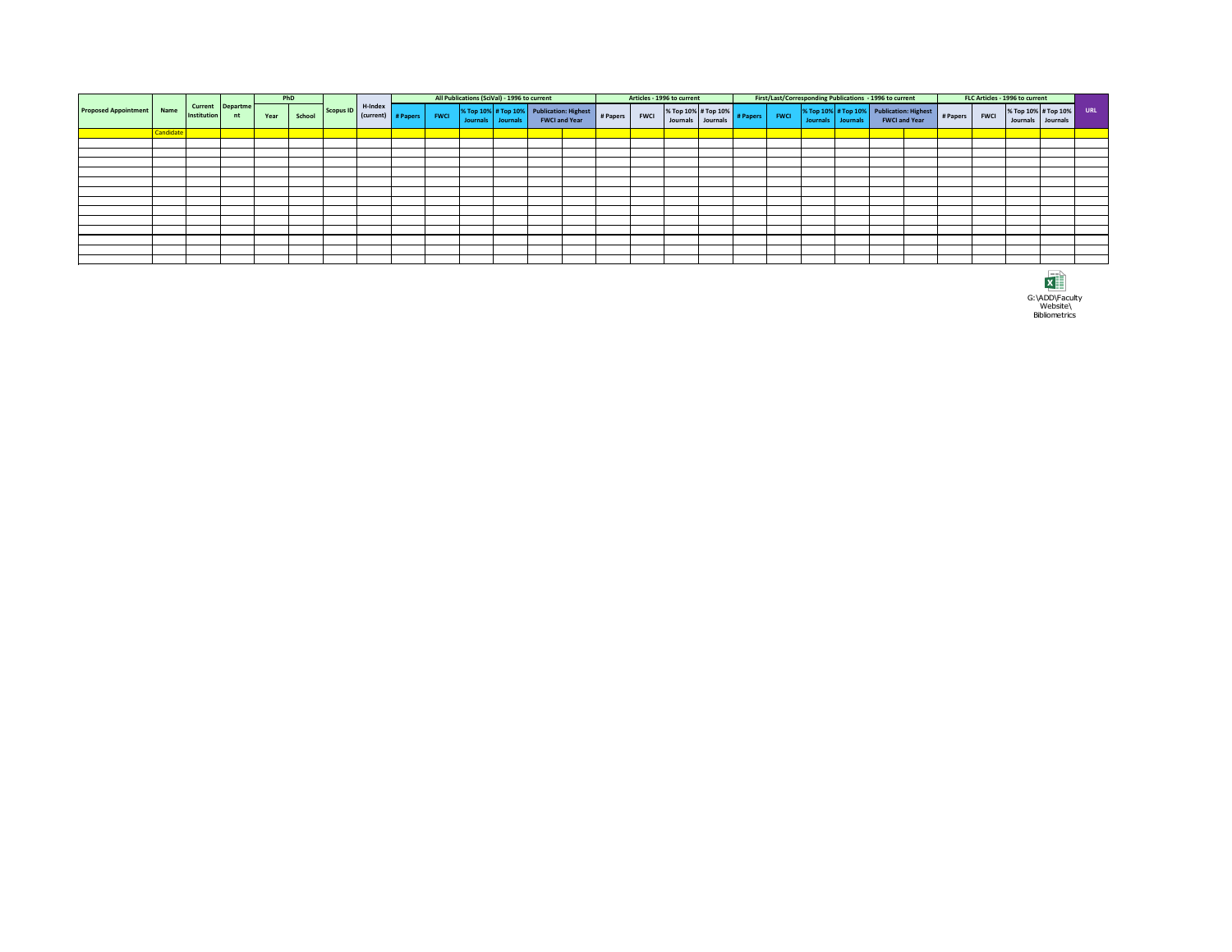| Proposed Appointment | Name | Current Institution | Department | PhD | | Scopus ID | H-Index (current) | All Publications (SciVal) - 1996 to current | | | | | | Articles - 1996 to current | | | | First/Last/Corresponding Publications - 1996 to current | | | | | | FLC Articles - 1996 to current | | | | URL |
|---|---|---|---|---|---|---|---|---|---|---|---|---|---|---|---|---|---|---|---|---|---|---|---|---|---|---|---|---|
| | | | | Year | School | | | # Papers | FWCI | % Top 10% Journals | # Top 10% Journals | Publication: Highest FWCI and Year | | # Papers | FWCI | % Top 10% Journals | # Top 10% Journals | # Papers | FWCI | % Top 10% Journals | # Top 10% Journals | Publication: Highest FWCI and Year | | # Papers | FWCI | % Top 10% Journals | # Top 10% Journals | |
| | Candidate | | | | | | | | | | | | | | | | | | | | | | | | | | | |
| | | | | | | | | | | | | | | | | | | | | | | | | | | | | |
| | | | | | | | | | | | | | | | | | | | | | | | | | | | | |
| | | | | | | | | | | | | | | | | | | | | | | | | | | | | |
| | | | | | | | | | | | | | | | | | | | | | | | | | | | | |
| | | | | | | | | | | | | | | | | | | | | | | | | | | | | |
| | | | | | | | | | | | | | | | | | | | | | | | | | | | | |
| | | | | | | | | | | | | | | | | | | | | | | | | | | | | |
| | | | | | | | | | | | | | | | | | | | | | | | | | | | | |
| | | | | | | | | | | | | | | | | | | | | | | | | | | | | |
| | | | | | | | | | | | | | | | | | | | | | | | | | | | | |
| | | | | | | | | | | | | | | | | | | | | | | | | | | | | |
| | | | | | | | | | | | | | | | | | | | | | | | | | | | | |
| | | | | | | | | | | | | | | | | | | | | | | | | | | | | |

G:\ADD\Faculty Website\ Bibliometrics